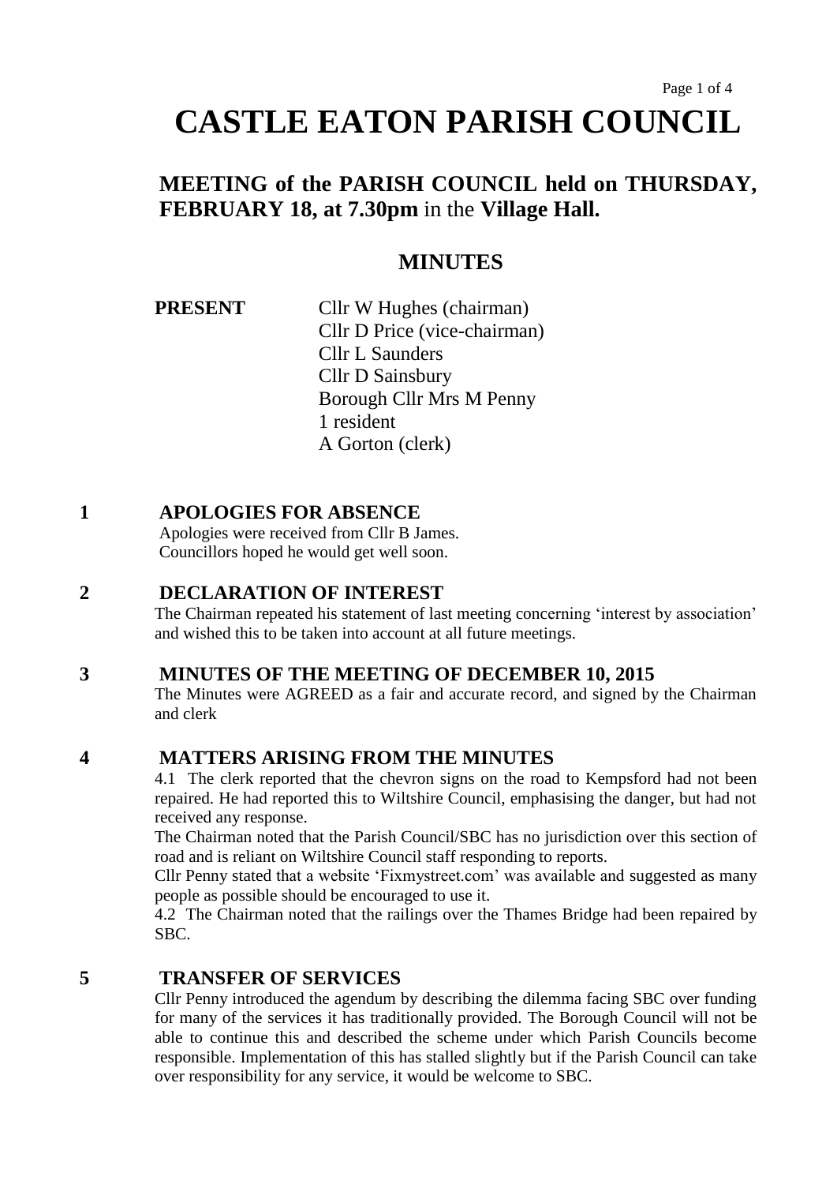# CASTLE EATON PARISH COUNCIL

## MEETING of the PARISH COUNCIL held on THURSDAY, FEBRUARY 18, at 7.30pm in the Village Hall.

## MINUTES

**PRESENT**

Cllr W Hughes (chairman)
Cllr D Price (vice-chairman)
Cllr L Saunders
Cllr D Sainsbury
Borough Cllr Mrs M Penny
1 resident
A Gorton (clerk)

### 1 APOLOGIES FOR ABSENCE

Apologies were received from Cllr B James.
Councillors hoped he would get well soon.

### 2 DECLARATION OF INTEREST

The Chairman repeated his statement of last meeting concerning 'interest by association' and wished this to be taken into account at all future meetings.

### 3 MINUTES OF THE MEETING OF DECEMBER 10, 2015

The Minutes were AGREED as a fair and accurate record, and signed by the Chairman and clerk

### 4 MATTERS ARISING FROM THE MINUTES

4.1 The clerk reported that the chevron signs on the road to Kempsford had not been repaired. He had reported this to Wiltshire Council, emphasising the danger, but had not received any response.

The Chairman noted that the Parish Council/SBC has no jurisdiction over this section of road and is reliant on Wiltshire Council staff responding to reports.

Cllr Penny stated that a website 'Fixmystreet.com' was available and suggested as many people as possible should be encouraged to use it.

4.2 The Chairman noted that the railings over the Thames Bridge had been repaired by SBC.

### 5 TRANSFER OF SERVICES

Cllr Penny introduced the agendum by describing the dilemma facing SBC over funding for many of the services it has traditionally provided. The Borough Council will not be able to continue this and described the scheme under which Parish Councils become responsible. Implementation of this has stalled slightly but if the Parish Council can take over responsibility for any service, it would be welcome to SBC.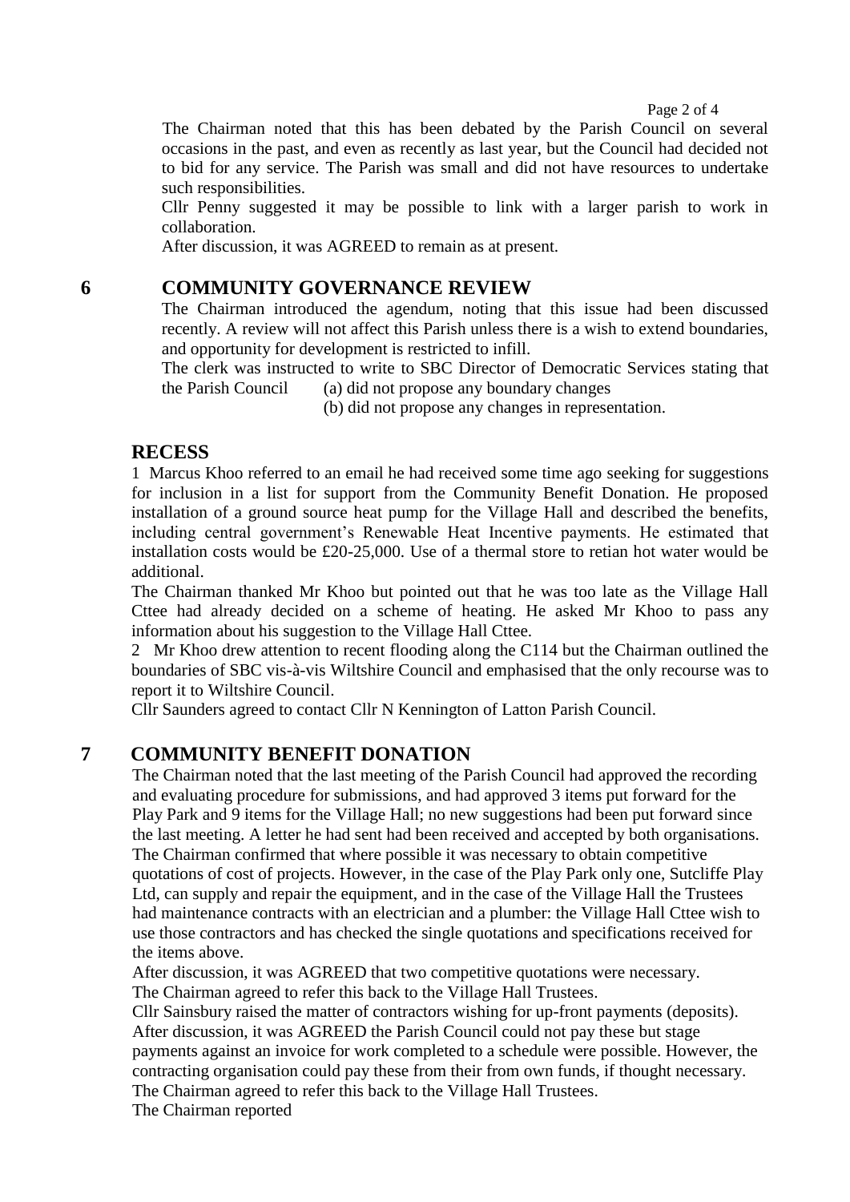The Chairman noted that this has been debated by the Parish Council on several occasions in the past, and even as recently as last year, but the Council had decided not to bid for any service. The Parish was small and did not have resources to undertake such responsibilities.

Cllr Penny suggested it may be possible to link with a larger parish to work in collaboration.

After discussion, it was AGREED to remain as at present.

## 6 COMMUNITY GOVERNANCE REVIEW

The Chairman introduced the agendum, noting that this issue had been discussed recently. A review will not affect this Parish unless there is a wish to extend boundaries, and opportunity for development is restricted to infill.

The clerk was instructed to write to SBC Director of Democratic Services stating that the Parish Council (a) did not propose any boundary changes

(b) did not propose any changes in representation.

## RECESS

1 Marcus Khoo referred to an email he had received some time ago seeking for suggestions for inclusion in a list for support from the Community Benefit Donation. He proposed installation of a ground source heat pump for the Village Hall and described the benefits, including central government's Renewable Heat Incentive payments. He estimated that installation costs would be £20-25,000. Use of a thermal store to retian hot water would be additional.

The Chairman thanked Mr Khoo but pointed out that he was too late as the Village Hall Cttee had already decided on a scheme of heating. He asked Mr Khoo to pass any information about his suggestion to the Village Hall Cttee.

2 Mr Khoo drew attention to recent flooding along the C114 but the Chairman outlined the boundaries of SBC vis-à-vis Wiltshire Council and emphasised that the only recourse was to report it to Wiltshire Council.

Cllr Saunders agreed to contact Cllr N Kennington of Latton Parish Council.

## 7 COMMUNITY BENEFIT DONATION

The Chairman noted that the last meeting of the Parish Council had approved the recording and evaluating procedure for submissions, and had approved 3 items put forward for the Play Park and 9 items for the Village Hall; no new suggestions had been put forward since the last meeting. A letter he had sent had been received and accepted by both organisations.

The Chairman confirmed that where possible it was necessary to obtain competitive quotations of cost of projects. However, in the case of the Play Park only one, Sutcliffe Play Ltd, can supply and repair the equipment, and in the case of the Village Hall the Trustees had maintenance contracts with an electrician and a plumber: the Village Hall Cttee wish to use those contractors and has checked the single quotations and specifications received for the items above.

After discussion, it was AGREED that two competitive quotations were necessary.

The Chairman agreed to refer this back to the Village Hall Trustees.

Cllr Sainsbury raised the matter of contractors wishing for up-front payments (deposits).

After discussion, it was AGREED the Parish Council could not pay these but stage payments against an invoice for work completed to a schedule were possible. However, the contracting organisation could pay these from their from own funds, if thought necessary.

The Chairman agreed to refer this back to the Village Hall Trustees.

The Chairman reported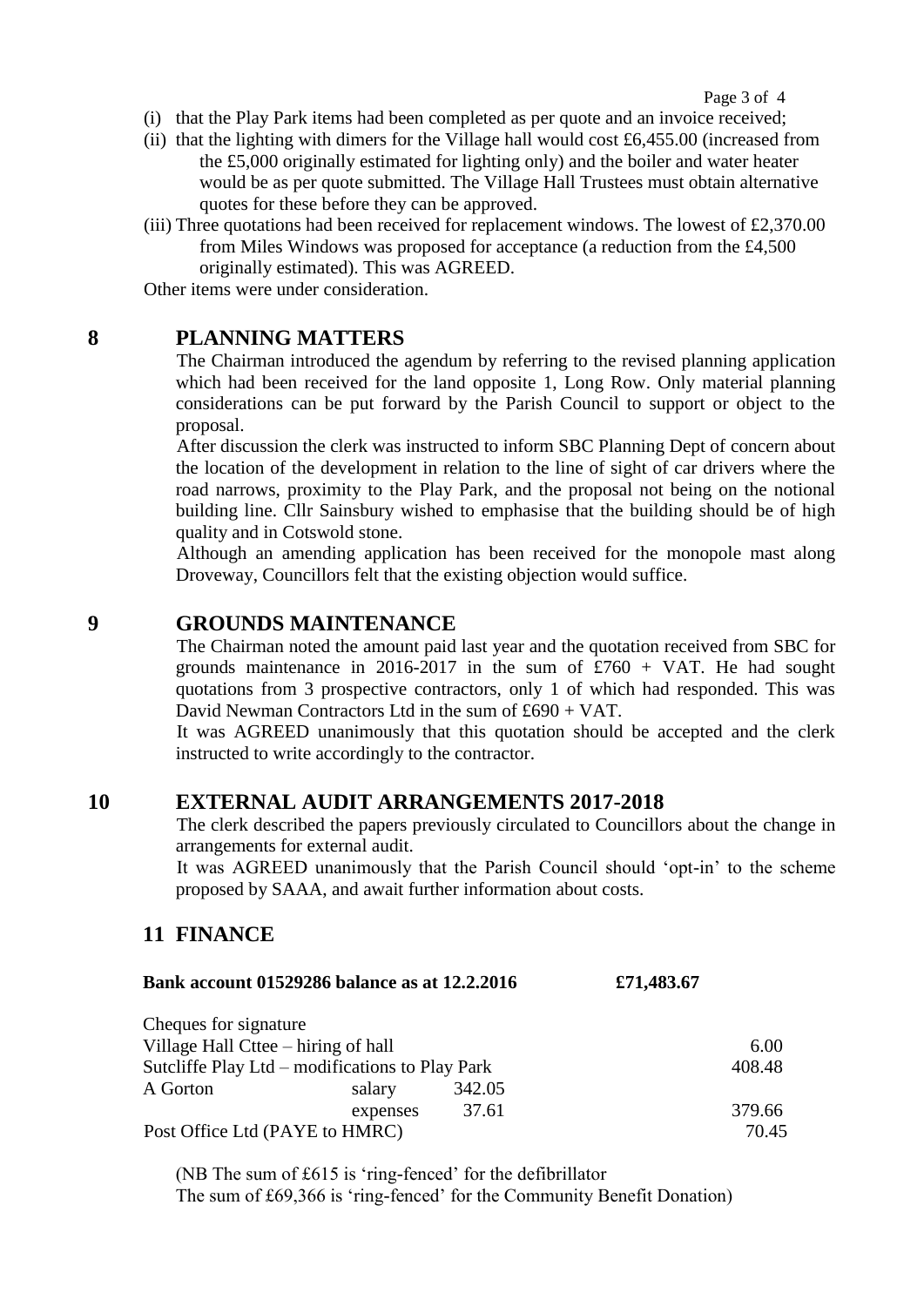(i) that the Play Park items had been completed as per quote and an invoice received;

(ii) that the lighting with dimers for the Village hall would cost £6,455.00 (increased from the £5,000 originally estimated for lighting only) and the boiler and water heater would be as per quote submitted. The Village Hall Trustees must obtain alternative quotes for these before they can be approved.

(iii) Three quotations had been received for replacement windows. The lowest of £2,370.00 from Miles Windows was proposed for acceptance (a reduction from the £4,500 originally estimated). This was AGREED.

Other items were under consideration.

## 8 PLANNING MATTERS

The Chairman introduced the agendum by referring to the revised planning application which had been received for the land opposite 1, Long Row. Only material planning considerations can be put forward by the Parish Council to support or object to the proposal.

After discussion the clerk was instructed to inform SBC Planning Dept of concern about the location of the development in relation to the line of sight of car drivers where the road narrows, proximity to the Play Park, and the proposal not being on the notional building line. Cllr Sainsbury wished to emphasise that the building should be of high quality and in Cotswold stone.

Although an amending application has been received for the monopole mast along Droveway, Councillors felt that the existing objection would suffice.

## 9 GROUNDS MAINTENANCE

The Chairman noted the amount paid last year and the quotation received from SBC for grounds maintenance in 2016-2017 in the sum of £760 + VAT. He had sought quotations from 3 prospective contractors, only 1 of which had responded. This was David Newman Contractors Ltd in the sum of £690 + VAT.

It was AGREED unanimously that this quotation should be accepted and the clerk instructed to write accordingly to the contractor.

## 10 EXTERNAL AUDIT ARRANGEMENTS 2017-2018

The clerk described the papers previously circulated to Councillors about the change in arrangements for external audit.

It was AGREED unanimously that the Parish Council should 'opt-in' to the scheme proposed by SAAA, and await further information about costs.

## 11 FINANCE

**Bank account 01529286 balance as at 12.2.2016 £71,483.67**

| Cheques for signature | | | |
|---|---|---|---|
| Village Hall Cttee – hiring of hall | | | 6.00 |
| Sutcliffe Play Ltd – modifications to Play Park | | | 408.48 |
| A Gorton | salary | 342.05 | |
| | expenses | 37.61 | 379.66 |
| Post Office Ltd (PAYE to HMRC) | | | 70.45 |

(NB The sum of £615 is 'ring-fenced' for the defibrillator
The sum of £69,366 is 'ring-fenced' for the Community Benefit Donation)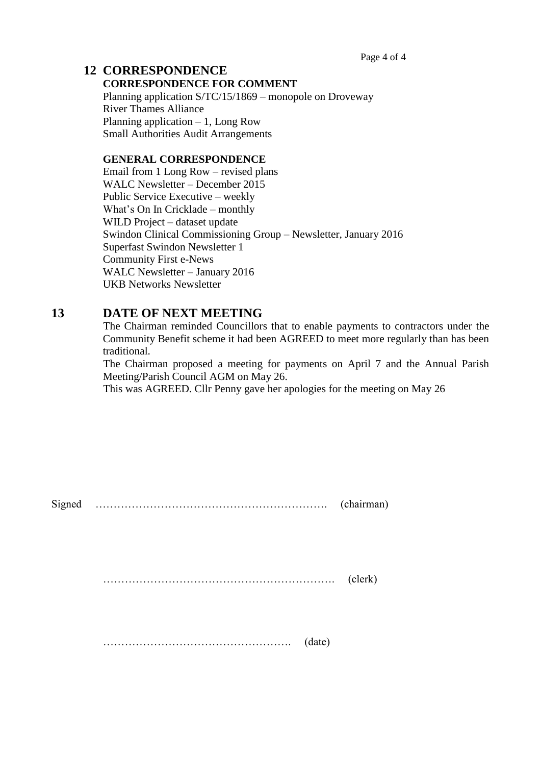## 12 CORRESPONDENCE

**CORRESPONDENCE FOR COMMENT**

Planning application S/TC/15/1869 – monopole on Droveway
River Thames Alliance
Planning application – 1, Long Row
Small Authorities Audit Arrangements

**GENERAL CORRESPONDENCE**

Email from 1 Long Row – revised plans
WALC Newsletter – December 2015
Public Service Executive – weekly
What's On In Cricklade – monthly
WILD Project – dataset update
Swindon Clinical Commissioning Group – Newsletter, January 2016
Superfast Swindon Newsletter 1
Community First e-News
WALC Newsletter – January 2016
UKB Networks Newsletter

## 13 DATE OF NEXT MEETING

The Chairman reminded Councillors that to enable payments to contractors under the Community Benefit scheme it had been AGREED to meet more regularly than has been traditional.

The Chairman proposed a meeting for payments on April 7 and the Annual Parish Meeting/Parish Council AGM on May 26.

This was AGREED. Cllr Penny gave her apologies for the meeting on May 26

Signed ………………………………………………………. (chairman)

………………………………………………………. (clerk)

……………………………………………. (date)